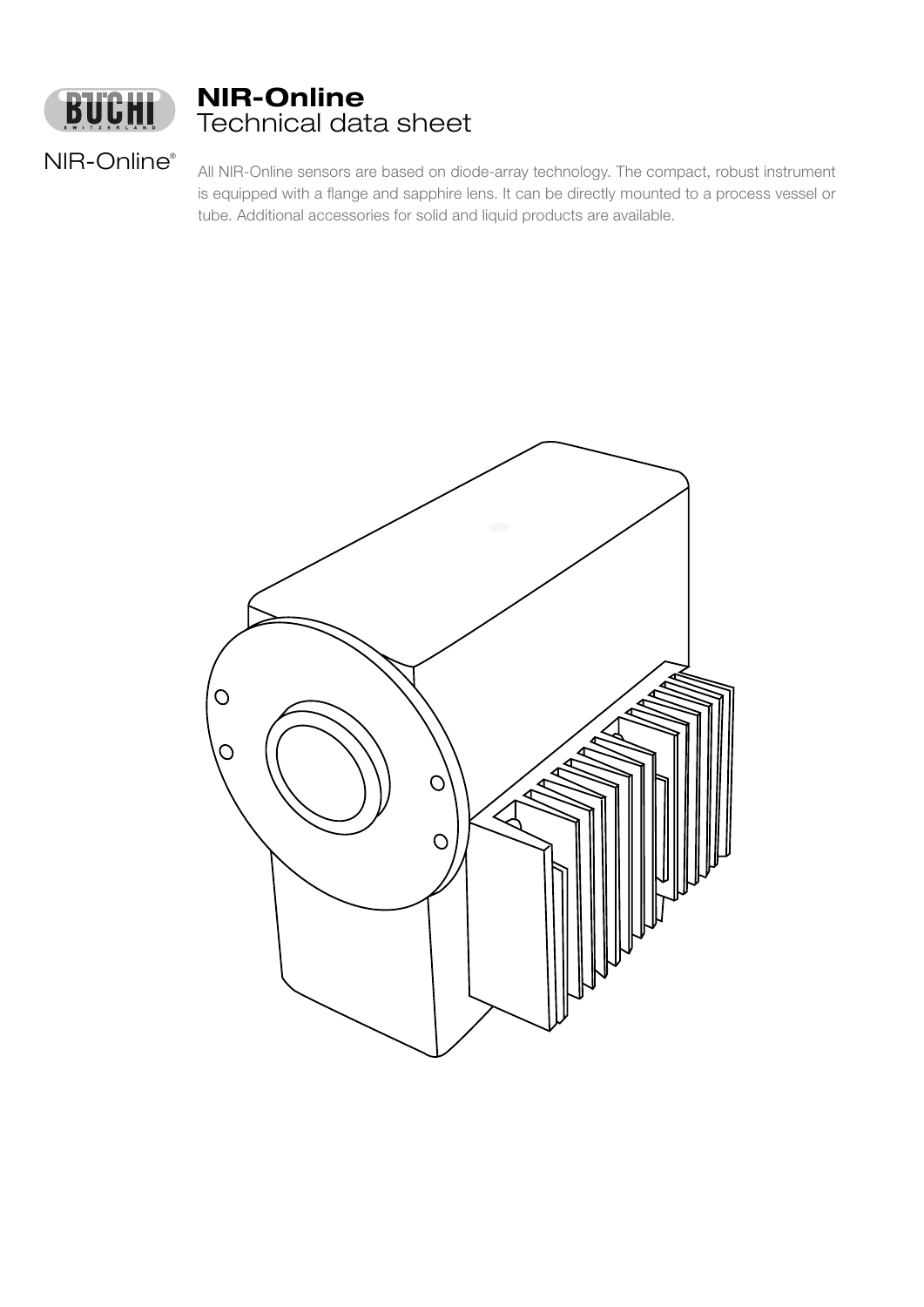# NIR-Online
## Technical data sheet

NIR-Online®

All NIR-Online sensors are based on diode-array technology. The compact, robust instrument is equipped with a flange and sapphire lens. It can be directly mounted to a process vessel or tube. Additional accessories for solid and liquid products are available.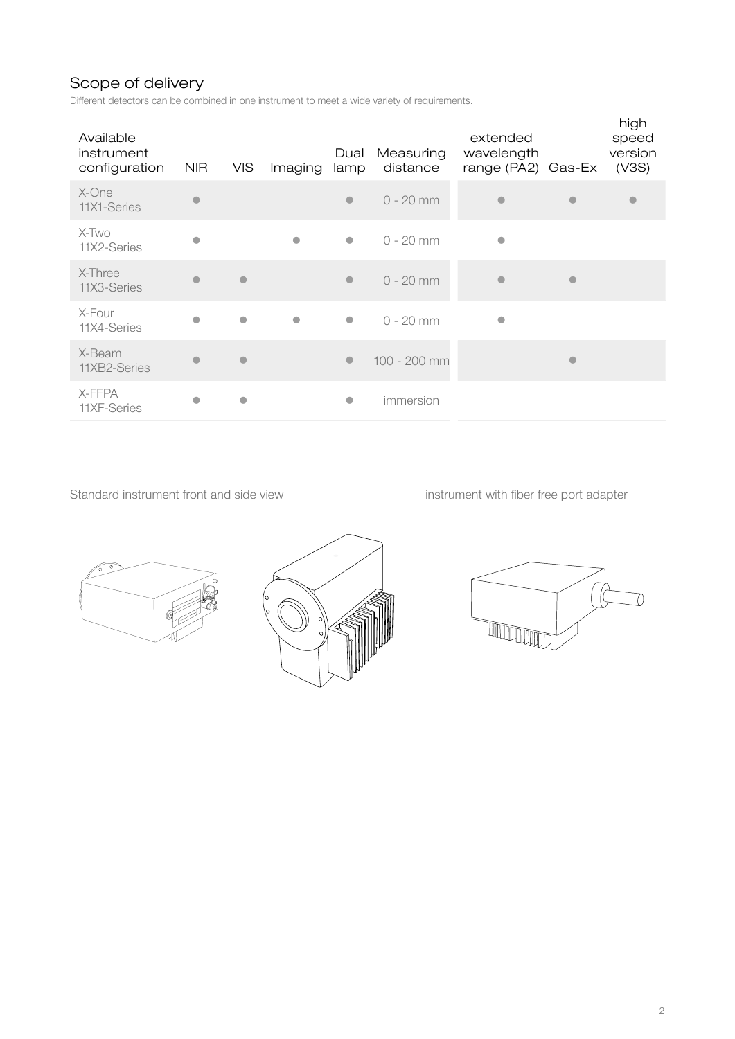## Scope of delivery

Different detectors can be combined in one instrument to meet a wide variety of requirements.

| Available instrument configuration | NIR | VIS | Imaging | Dual lamp | Measuring distance | extended wavelength range (PA2) | Gas-Ex | high speed version (V3S) |
|---|---|---|---|---|---|---|---|---|
| X-One 11X1-Series | ● | | | ● | 0 - 20 mm | ● | ● | ● |
| X-Two 11X2-Series | ● | | ● | ● | 0 - 20 mm | ● | | |
| X-Three 11X3-Series | ● | ● | | ● | 0 - 20 mm | ● | ● | |
| X-Four 11X4-Series | ● | ● | ● | ● | 0 - 20 mm | ● | | |
| X-Beam 11XB2-Series | ● | ● | | ● | 100 - 200 mm | | ● | |
| X-FFPA 11XF-Series | ● | ● | | ● | immersion | | | |

Standard instrument front and side view

instrument with fiber free port adapter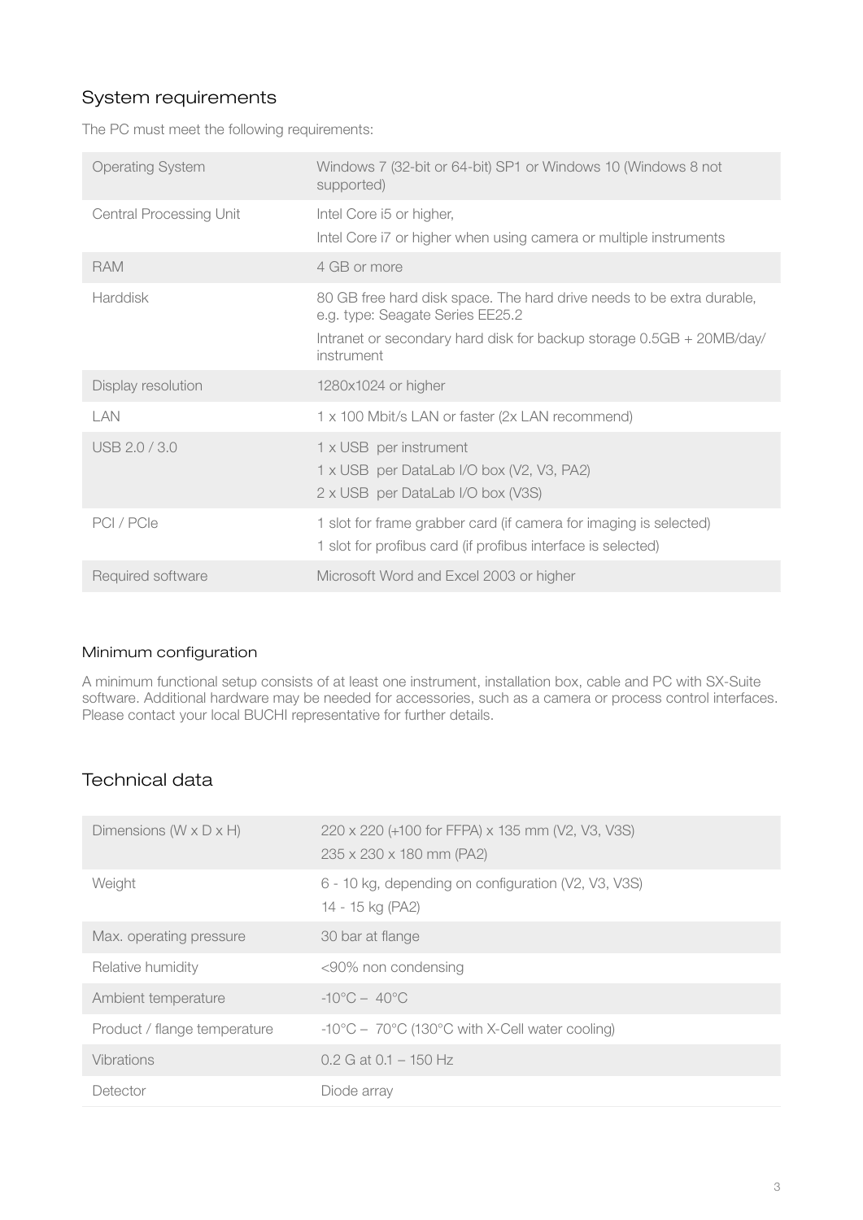## System requirements

The PC must meet the following requirements:

| | |
|---|---|
| Operating System | Windows 7 (32-bit or 64-bit) SP1 or Windows 10 (Windows 8 not supported) |
| Central Processing Unit | Intel Core i5 or higher,<br>Intel Core i7 or higher when using camera or multiple instruments |
| RAM | 4 GB or more |
| Harddisk | 80 GB free hard disk space. The hard drive needs to be extra durable, e.g. type: Seagate Series EE25.2<br>Intranet or secondary hard disk for backup storage 0.5GB + 20MB/day/ instrument |
| Display resolution | 1280x1024 or higher |
| LAN | 1 x 100 Mbit/s LAN or faster (2x LAN recommend) |
| USB 2.0 / 3.0 | 1 x USB per instrument<br>1 x USB per DataLab I/O box (V2, V3, PA2)<br>2 x USB per DataLab I/O box (V3S) |
| PCI / PCIe | 1 slot for frame grabber card (if camera for imaging is selected)<br>1 slot for profibus card (if profibus interface is selected) |
| Required software | Microsoft Word and Excel 2003 or higher |

### Minimum configuration

A minimum functional setup consists of at least one instrument, installation box, cable and PC with SX-Suite software. Additional hardware may be needed for accessories, such as a camera or process control interfaces. Please contact your local BUCHI representative for further details.

## Technical data

| | |
|---|---|
| Dimensions (W x D x H) | 220 x 220 (+100 for FFPA) x 135 mm (V2, V3, V3S)<br>235 x 230 x 180 mm (PA2) |
| Weight | 6 - 10 kg, depending on configuration (V2, V3, V3S)<br>14 - 15 kg (PA2) |
| Max. operating pressure | 30 bar at flange |
| Relative humidity | <90% non condensing |
| Ambient temperature | -10°C – 40°C |
| Product / flange temperature | -10°C – 70°C (130°C with X-Cell water cooling) |
| Vibrations | 0.2 G at 0.1 – 150 Hz |
| Detector | Diode array |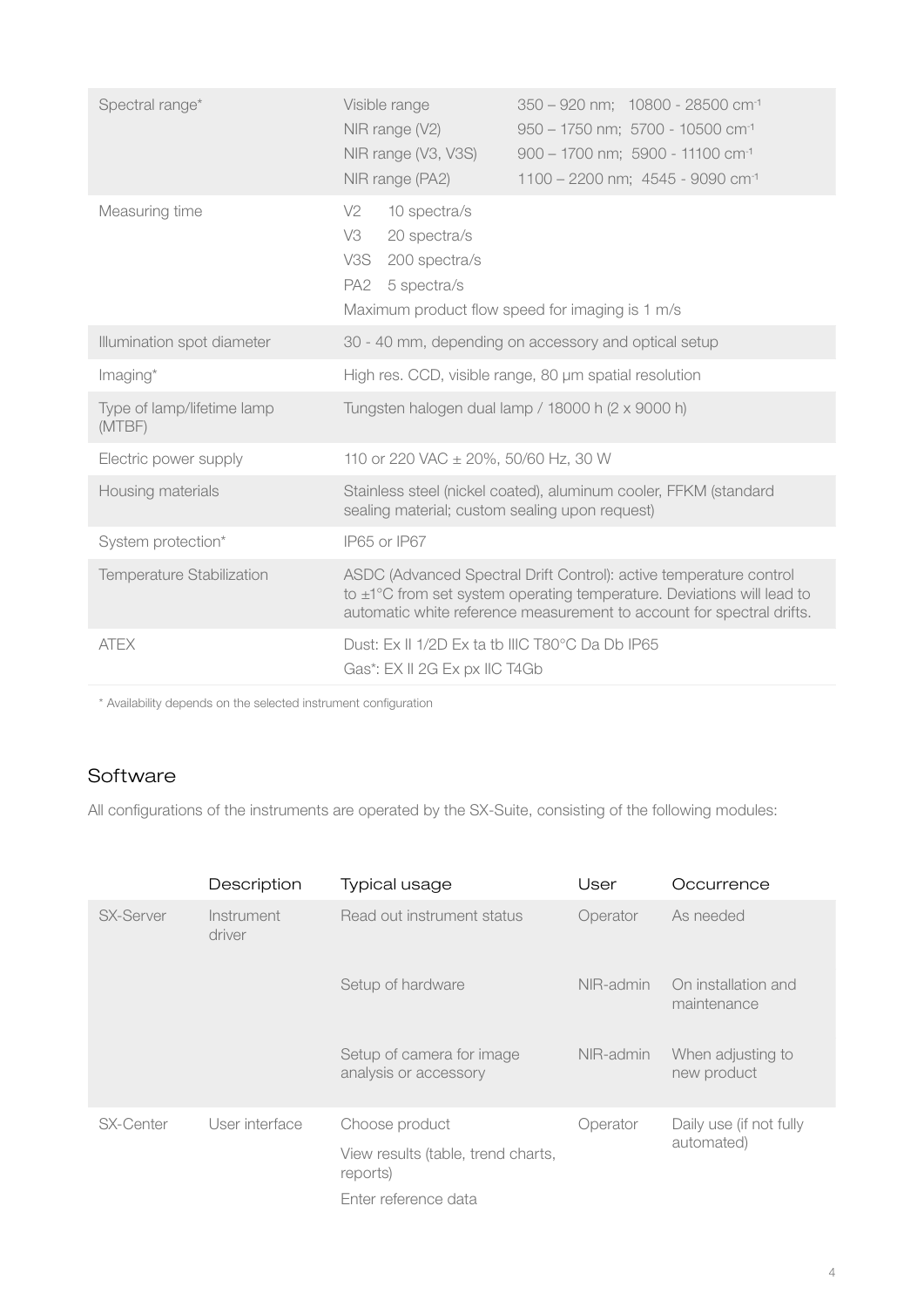| | |
|---|---|
| Spectral range* | Visible range 350 – 920 nm; 10800 - 28500 cm$^{-1}$<br>NIR range (V2) 950 – 1750 nm; 5700 - 10500 cm$^{-1}$<br>NIR range (V3, V3S) 900 – 1700 nm; 5900 - 11100 cm$^{-1}$<br>NIR range (PA2) 1100 – 2200 nm; 4545 - 9090 cm$^{-1}$ |
| Measuring time | V2 10 spectra/s<br>V3 20 spectra/s<br>V3S 200 spectra/s<br>PA2 5 spectra/s<br>Maximum product flow speed for imaging is 1 m/s |
| Illumination spot diameter | 30 - 40 mm, depending on accessory and optical setup |
| Imaging* | High res. CCD, visible range, 80 µm spatial resolution |
| Type of lamp/lifetime lamp (MTBF) | Tungsten halogen dual lamp / 18000 h (2 x 9000 h) |
| Electric power supply | 110 or 220 VAC ± 20%, 50/60 Hz, 30 W |
| Housing materials | Stainless steel (nickel coated), aluminum cooler, FFKM (standard sealing material; custom sealing upon request) |
| System protection* | IP65 or IP67 |
| Temperature Stabilization | ASDC (Advanced Spectral Drift Control): active temperature control to ±1°C from set system operating temperature. Deviations will lead to automatic white reference measurement to account for spectral drifts. |
| ATEX | Dust: Ex II 1/2D Ex ta tb IIIC T80°C Da Db IP65<br>Gas*: EX II 2G Ex px IIC T4Gb |

* Availability depends on the selected instrument configuration

## Software

All configurations of the instruments are operated by the SX-Suite, consisting of the following modules:

| | Description | Typical usage | User | Occurrence |
|---|---|---|---|---|
| SX-Server | Instrument driver | Read out instrument status | Operator | As needed |
| | | Setup of hardware | NIR-admin | On installation and maintenance |
| | | Setup of camera for image analysis or accessory | NIR-admin | When adjusting to new product |
| SX-Center | User interface | Choose product<br>View results (table, trend charts, reports)<br>Enter reference data | Operator | Daily use (if not fully automated) |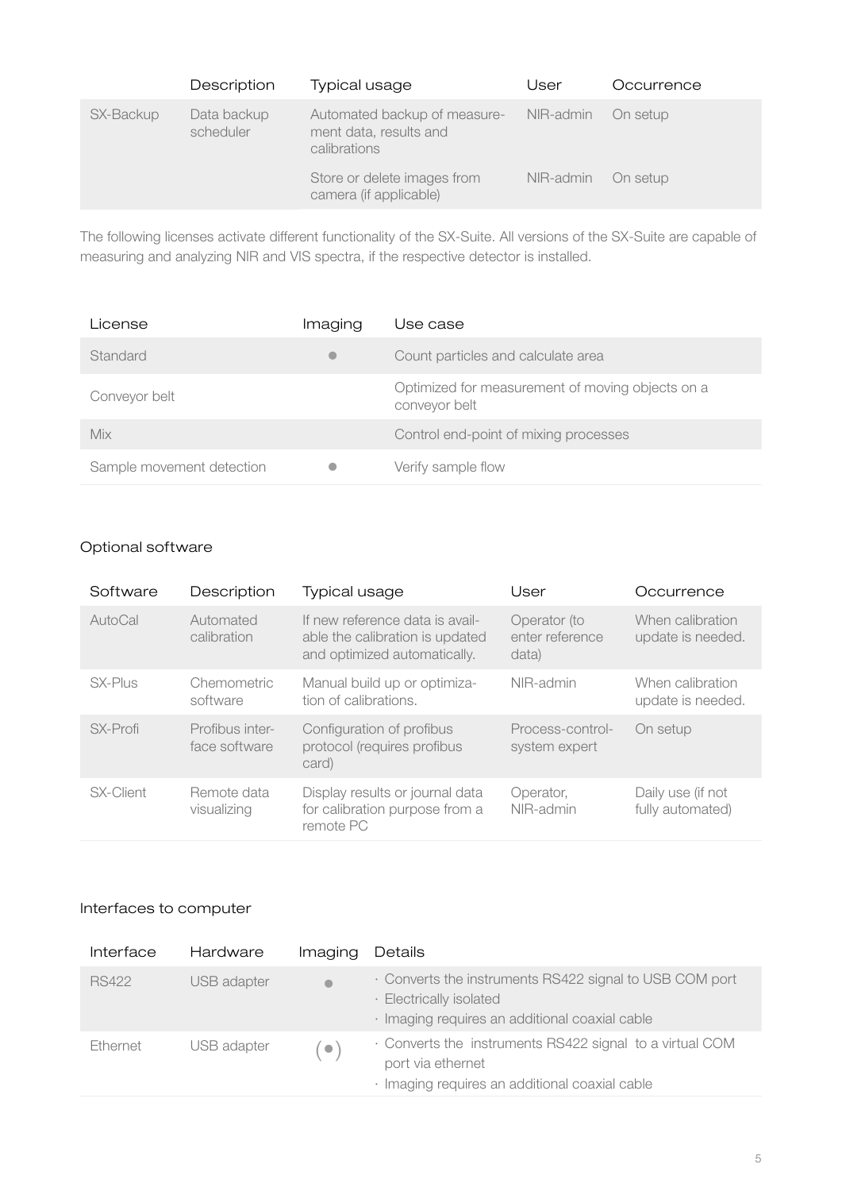| | Description | Typical usage | User | Occurrence |
|---|---|---|---|---|
| SX-Backup | Data backup scheduler | Automated backup of measurement data, results and calibrations | NIR-admin | On setup |
| | | Store or delete images from camera (if applicable) | NIR-admin | On setup |

The following licenses activate different functionality of the SX-Suite. All versions of the SX-Suite are capable of measuring and analyzing NIR and VIS spectra, if the respective detector is installed.

| License | Imaging | Use case |
|---|---|---|
| Standard | ● | Count particles and calculate area |
| Conveyor belt | | Optimized for measurement of moving objects on a conveyor belt |
| Mix | | Control end-point of mixing processes |
| Sample movement detection | ● | Verify sample flow |

## Optional software

| Software | Description | Typical usage | User | Occurrence |
|---|---|---|---|---|
| AutoCal | Automated calibration | If new reference data is available the calibration is updated and optimized automatically. | Operator (to enter reference data) | When calibration update is needed. |
| SX-Plus | Chemometric software | Manual build up or optimization of calibrations. | NIR-admin | When calibration update is needed. |
| SX-Profi | Profibus interface software | Configuration of profibus protocol (requires profibus card) | Process-control-system expert | On setup |
| SX-Client | Remote data visualizing | Display results or journal data for calibration purpose from a remote PC | Operator, NIR-admin | Daily use (if not fully automated) |

## Interfaces to computer

| Interface | Hardware | Imaging | Details |
|---|---|---|---|
| RS422 | USB adapter | ● | · Converts the instruments RS422 signal to USB COM port<br>· Electrically isolated<br>· Imaging requires an additional coaxial cable |
| Ethernet | USB adapter | (●) | · Converts the instruments RS422 signal to a virtual COM port via ethernet<br>· Imaging requires an additional coaxial cable |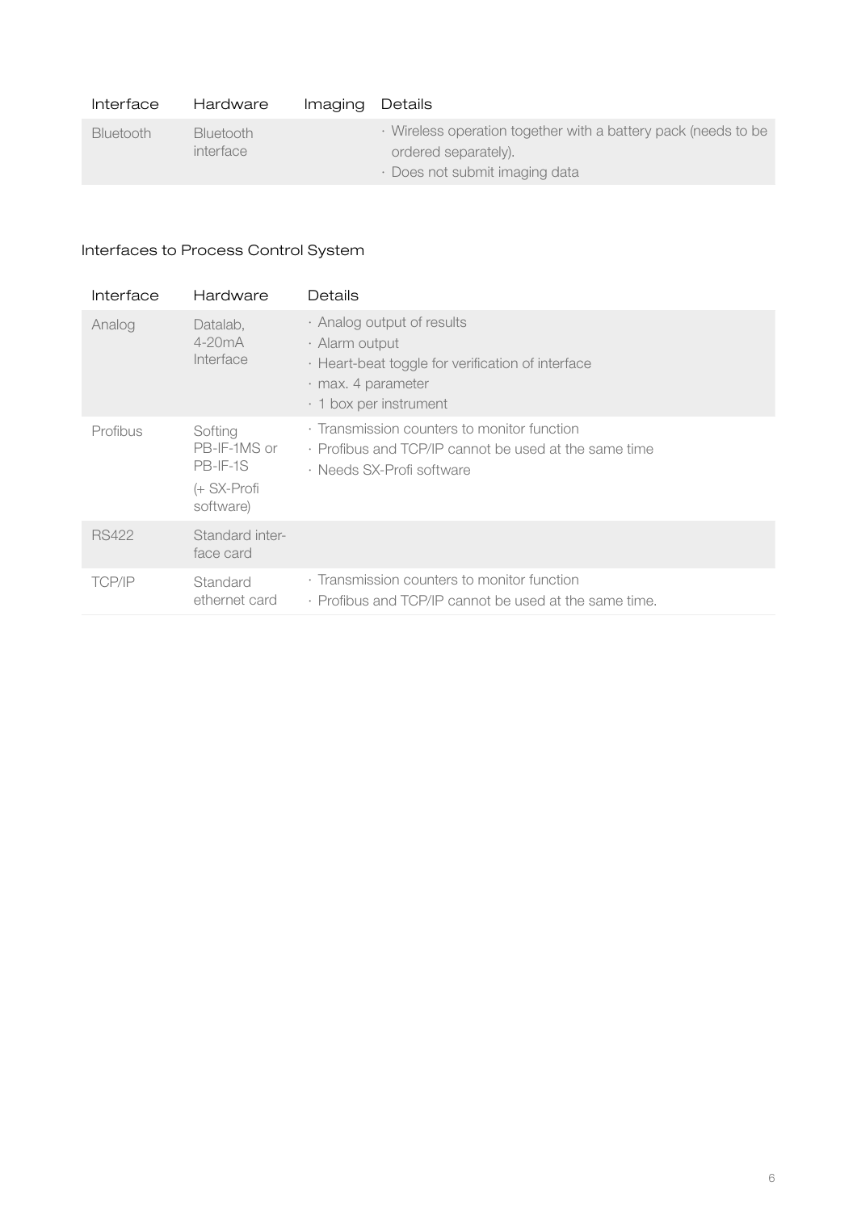| Interface | Hardware | Imaging | Details |
| --- | --- | --- | --- |
| Bluetooth | Bluetooth interface | | · Wireless operation together with a battery pack (needs to be ordered separately).<br>· Does not submit imaging data |

## Interfaces to Process Control System

| Interface | Hardware | Details |
| --- | --- | --- |
| Analog | Datalab, 4-20mA Interface | · Analog output of results<br>· Alarm output<br>· Heart-beat toggle for verification of interface<br>· max. 4 parameter<br>· 1 box per instrument |
| Profibus | Softing PB-IF-1MS or PB-IF-1S (+ SX-Profi software) | · Transmission counters to monitor function<br>· Profibus and TCP/IP cannot be used at the same time<br>· Needs SX-Profi software |
| RS422 | Standard interface card | |
| TCP/IP | Standard ethernet card | · Transmission counters to monitor function<br>· Profibus and TCP/IP cannot be used at the same time. |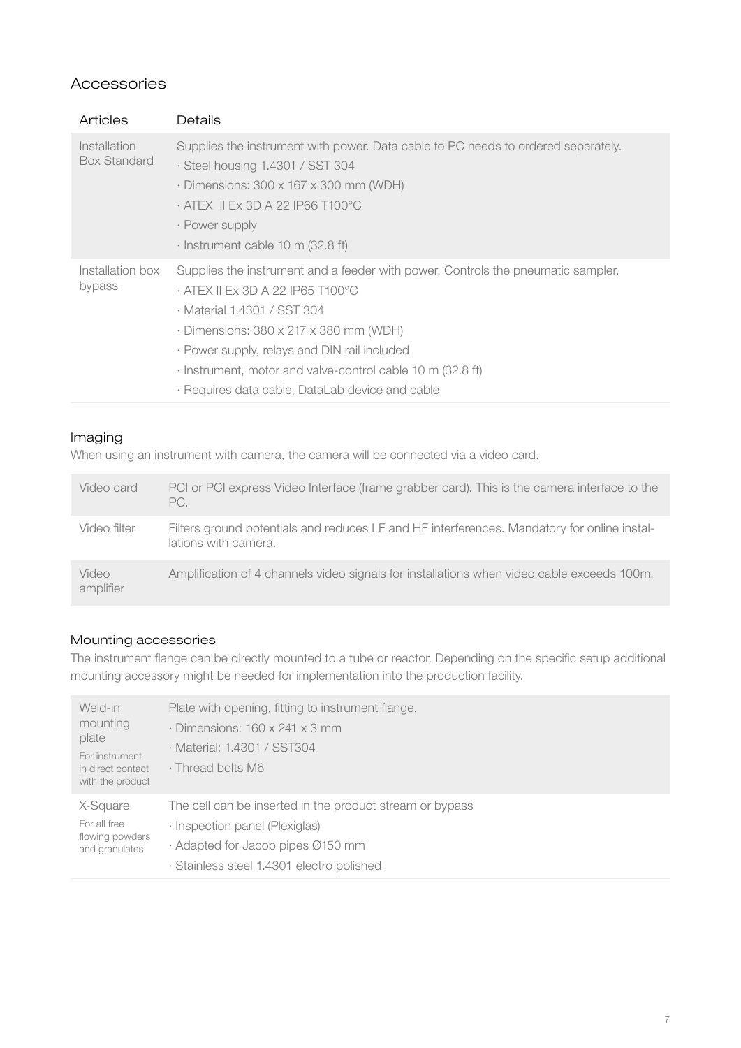## Accessories

| Articles | Details |
|---|---|
| Installation Box Standard | Supplies the instrument with power. Data cable to PC needs to ordered separately.<br>· Steel housing 1.4301 / SST 304<br>· Dimensions: 300 x 167 x 300 mm (WDH)<br>· ATEX II Ex 3D A 22 IP66 T100°C<br>· Power supply<br>· Instrument cable 10 m (32.8 ft) |
| Installation box bypass | Supplies the instrument and a feeder with power. Controls the pneumatic sampler.<br>· ATEX II Ex 3D A 22 IP65 T100°C<br>· Material 1.4301 / SST 304<br>· Dimensions: 380 x 217 x 380 mm (WDH)<br>· Power supply, relays and DIN rail included<br>· Instrument, motor and valve-control cable 10 m (32.8 ft)<br>· Requires data cable, DataLab device and cable |

### Imaging

When using an instrument with camera, the camera will be connected via a video card.

| | |
|---|---|
| Video card | PCI or PCI express Video Interface (frame grabber card). This is the camera interface to the PC. |
| Video filter | Filters ground potentials and reduces LF and HF interferences. Mandatory for online installations with camera. |
| Video amplifier | Amplification of 4 channels video signals for installations when video cable exceeds 100m. |

### Mounting accessories

The instrument flange can be directly mounted to a tube or reactor. Depending on the specific setup additional mounting accessory might be needed for implementation into the production facility.

| | |
|---|---|
| Weld-in mounting plate<br>For instrument in direct contact with the product | Plate with opening, fitting to instrument flange.<br>· Dimensions: 160 x 241 x 3 mm<br>· Material: 1.4301 / SST304<br>· Thread bolts M6 |
| X-Square<br>For all free flowing powders and granulates | The cell can be inserted in the product stream or bypass<br>· Inspection panel (Plexiglas)<br>· Adapted for Jacob pipes Ø150 mm<br>· Stainless steel 1.4301 electro polished |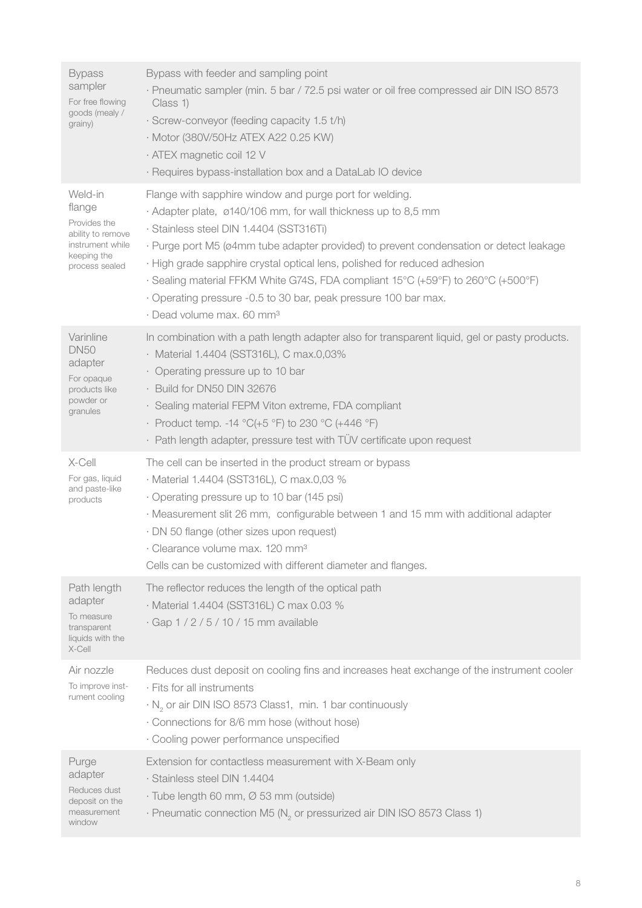| | |
|---|---|
| **Bypass sampler**<br>For free flowing goods (mealy / grainy) | Bypass with feeder and sampling point<br>· Pneumatic sampler (min. 5 bar / 72.5 psi water or oil free compressed air DIN ISO 8573 Class 1)<br>· Screw-conveyor (feeding capacity 1.5 t/h)<br>· Motor (380V/50Hz ATEX A22 0.25 KW)<br>· ATEX magnetic coil 12 V<br>· Requires bypass-installation box and a DataLab IO device |
| **Weld-in flange**<br>Provides the ability to remove instrument while keeping the process sealed | Flange with sapphire window and purge port for welding.<br>· Adapter plate, ø140/106 mm, for wall thickness up to 8,5 mm<br>· Stainless steel DIN 1.4404 (SST316Ti)<br>· Purge port M5 (ø4mm tube adapter provided) to prevent condensation or detect leakage<br>· High grade sapphire crystal optical lens, polished for reduced adhesion<br>· Sealing material FFKM White G74S, FDA compliant 15°C (+59°F) to 260°C (+500°F)<br>· Operating pressure -0.5 to 30 bar, peak pressure 100 bar max.<br>· Dead volume max. 60 mm³ |
| **Varinline DN50 adapter**<br>For opaque products like powder or granules | In combination with a path length adapter also for transparent liquid, gel or pasty products.<br>· Material 1.4404 (SST316L), C max.0,03%<br>· Operating pressure up to 10 bar<br>· Build for DN50 DIN 32676<br>· Sealing material FEPM Viton extreme, FDA compliant<br>· Product temp. -14 °C(+5 °F) to 230 °C (+446 °F)<br>· Path length adapter, pressure test with TÜV certificate upon request |
| **X-Cell**<br>For gas, liquid and paste-like products | The cell can be inserted in the product stream or bypass<br>· Material 1.4404 (SST316L), C max.0,03 %<br>· Operating pressure up to 10 bar (145 psi)<br>· Measurement slit 26 mm, configurable between 1 and 15 mm with additional adapter<br>· DN 50 flange (other sizes upon request)<br>· Clearance volume max. 120 mm³<br>Cells can be customized with different diameter and flanges. |
| **Path length adapter**<br>To measure transparent liquids with the X-Cell | The reflector reduces the length of the optical path<br>· Material 1.4404 (SST316L) C max 0.03 %<br>· Gap 1 / 2 / 5 / 10 / 15 mm available |
| **Air nozzle**<br>To improve instrument cooling | Reduces dust deposit on cooling fins and increases heat exchange of the instrument cooler<br>· Fits for all instruments<br>· $N_2$ or air DIN ISO 8573 Class1, min. 1 bar continuously<br>· Connections for 8/6 mm hose (without hose)<br>· Cooling power performance unspecified |
| **Purge adapter**<br>Reduces dust deposit on the measurement window | Extension for contactless measurement with X-Beam only<br>· Stainless steel DIN 1.4404<br>· Tube length 60 mm, Ø 53 mm (outside)<br>· Pneumatic connection M5 ($N_2$ or pressurized air DIN ISO 8573 Class 1) |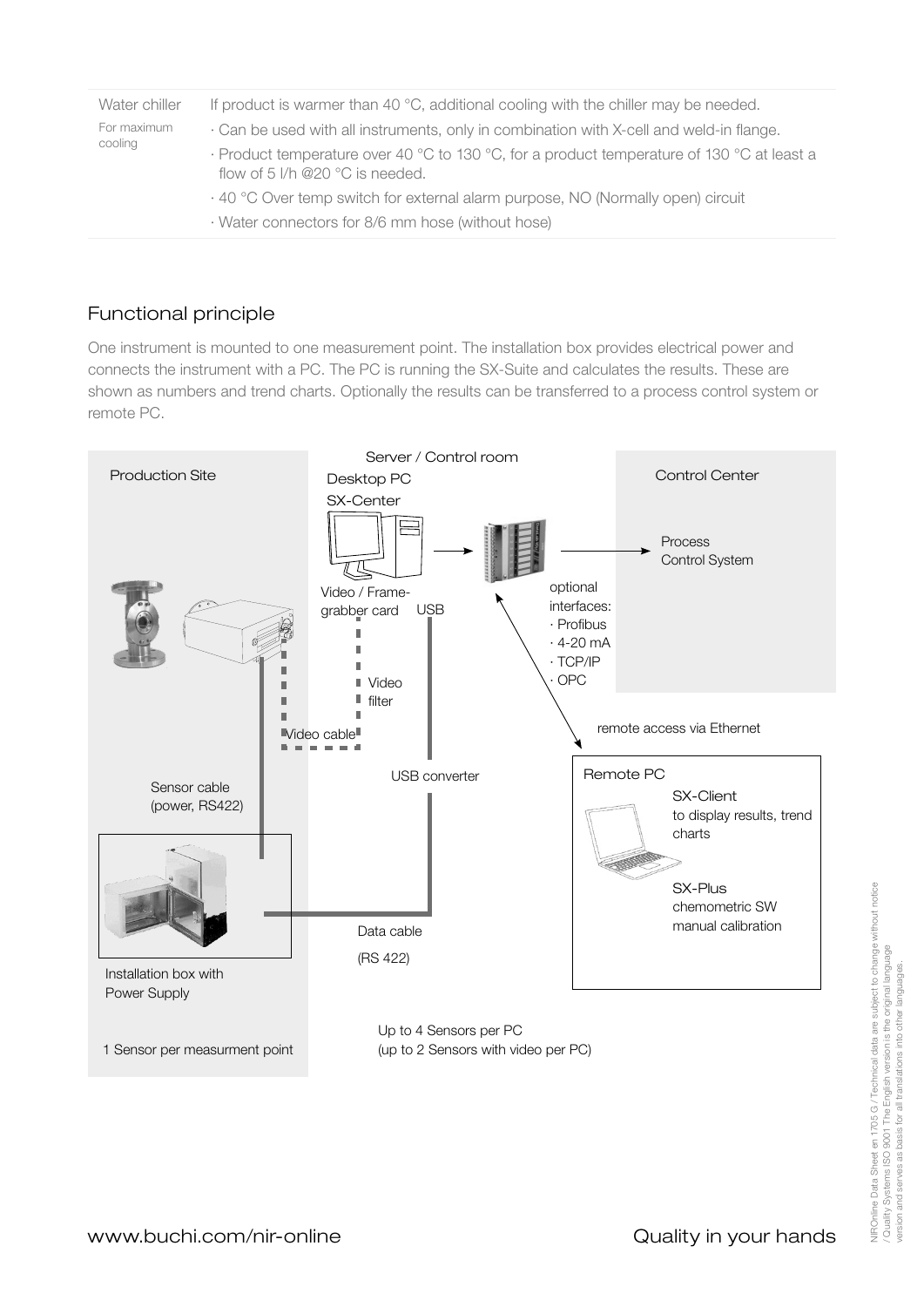| | |
|---|---|
| Water chiller<br>For maximum cooling | If product is warmer than 40 °C, additional cooling with the chiller may be needed.<br>· Can be used with all instruments, only in combination with X-cell and weld-in flange.<br>· Product temperature over 40 °C to 130 °C, for a product temperature of 130 °C at least a flow of 5 l/h @20 °C is needed.<br>· 40 °C Over temp switch for external alarm purpose, NO (Normally open) circuit<br>· Water connectors for 8/6 mm hose (without hose) |

## Functional principle

One instrument is mounted to one measurement point. The installation box provides electrical power and connects the instrument with a PC. The PC is running the SX-Suite and calculates the results. These are shown as numbers and trend charts. Optionally the results can be transferred to a process control system or remote PC.

Production Site

Server / Control room

Desktop PC

SX-Center

Control Center

Process Control System

Video / Frame-grabber card

USB

optional interfaces:
· Profibus
· 4-20 mA
· TCP/IP
· OPC

Video filter

Video cable

remote access via Ethernet

Sensor cable (power, RS422)

USB converter

Remote PC

SX-Client to display results, trend charts

SX-Plus chemometric SW manual calibration

Data cable (RS 422)

Installation box with Power Supply

1 Sensor per measurment point

Up to 4 Sensors per PC (up to 2 Sensors with video per PC)

www.buchi.com/nir-online

Quality in your hands

NIROnline Data Sheet en 1705 G / Technical data are subject to change without notice / Quality Systems ISO 9001 The English version is the original language version and serves as basis for all translations into other languages.